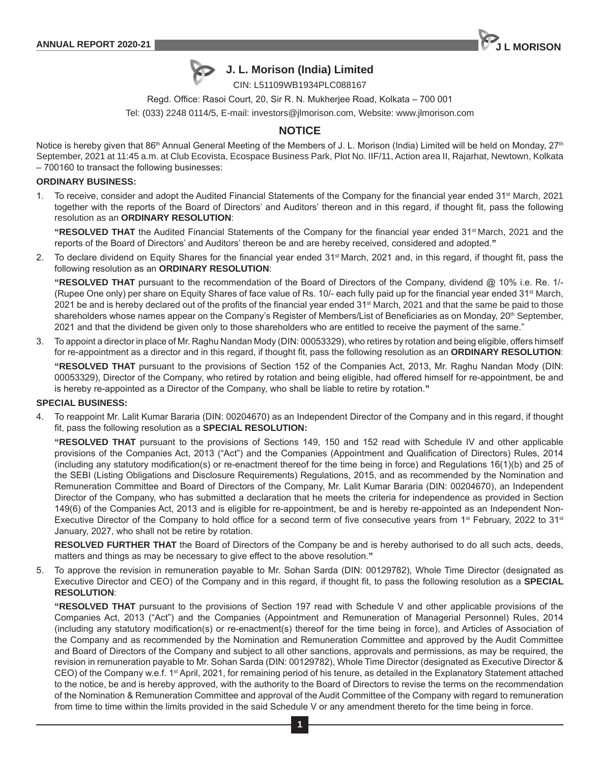# J. L. Morison (India) Limited

CIN: L51109WB1934PLC088167

Regd. Office: Rasoi Court, 20, Sir R. N. Mukherjee Road, Kolkata – 700 001

Tel: (033) 2248 0114/5, E-mail: investors@jlmorison.com, Website: www.jlmorison.com

## NOTICE

Notice is hereby given that 86th Annual General Meeting of the Members of J. L. Morison (India) Limited will be held on Monday, 27th September, 2021 at 11:45 a.m. at Club Ecovista, Ecospace Business Park, Plot No. IIF/11, Action area II, Rajarhat, Newtown, Kolkata – 700160 to transact the following businesses:

### ORDINARY BUSINESS:

1. To receive, consider and adopt the Audited Financial Statements of the Company for the financial year ended 31st March, 2021 together with the reports of the Board of Directors' and Auditors' thereon and in this regard, if thought fit, pass the following resolution as an **ORDINARY RESOLUTION**:

   **"RESOLVED THAT** the Audited Financial Statements of the Company for the financial year ended 31st March, 2021 and the reports of the Board of Directors' and Auditors' thereon be and are hereby received, considered and adopted.**"**

2. To declare dividend on Equity Shares for the financial year ended 31st March, 2021 and, in this regard, if thought fit, pass the following resolution as an **ORDINARY RESOLUTION**:

   **"RESOLVED THAT** pursuant to the recommendation of the Board of Directors of the Company, dividend @ 10% i.e. Re. 1/- (Rupee One only) per share on Equity Shares of face value of Rs. 10/- each fully paid up for the financial year ended 31st March, 2021 be and is hereby declared out of the profits of the financial year ended 31st March, 2021 and that the same be paid to those shareholders whose names appear on the Company's Register of Members/List of Beneficiaries as on Monday, 20th September, 2021 and that the dividend be given only to those shareholders who are entitled to receive the payment of the same."

3. To appoint a director in place of Mr. Raghu Nandan Mody (DIN: 00053329), who retires by rotation and being eligible, offers himself for re-appointment as a director and in this regard, if thought fit, pass the following resolution as an **ORDINARY RESOLUTION**:

   **"RESOLVED THAT** pursuant to the provisions of Section 152 of the Companies Act, 2013, Mr. Raghu Nandan Mody (DIN: 00053329), Director of the Company, who retired by rotation and being eligible, had offered himself for re-appointment, be and is hereby re-appointed as a Director of the Company, who shall be liable to retire by rotation.**"**

### SPECIAL BUSINESS:

4. To reappoint Mr. Lalit Kumar Bararia (DIN: 00204670) as an Independent Director of the Company and in this regard, if thought fit, pass the following resolution as a **SPECIAL RESOLUTION:**

   **"RESOLVED THAT** pursuant to the provisions of Sections 149, 150 and 152 read with Schedule IV and other applicable provisions of the Companies Act, 2013 ("Act") and the Companies (Appointment and Qualification of Directors) Rules, 2014 (including any statutory modification(s) or re-enactment thereof for the time being in force) and Regulations 16(1)(b) and 25 of the SEBI (Listing Obligations and Disclosure Requirements) Regulations, 2015, and as recommended by the Nomination and Remuneration Committee and Board of Directors of the Company, Mr. Lalit Kumar Bararia (DIN: 00204670), an Independent Director of the Company, who has submitted a declaration that he meets the criteria for independence as provided in Section 149(6) of the Companies Act, 2013 and is eligible for re-appointment, be and is hereby re-appointed as an Independent Non-Executive Director of the Company to hold office for a second term of five consecutive years from 1st February, 2022 to 31st January, 2027, who shall not be retire by rotation.

   **RESOLVED FURTHER THAT** the Board of Directors of the Company be and is hereby authorised to do all such acts, deeds, matters and things as may be necessary to give effect to the above resolution.**"**

5. To approve the revision in remuneration payable to Mr. Sohan Sarda (DIN: 00129782), Whole Time Director (designated as Executive Director and CEO) of the Company and in this regard, if thought fit, to pass the following resolution as a **SPECIAL RESOLUTION**:

   **"RESOLVED THAT** pursuant to the provisions of Section 197 read with Schedule V and other applicable provisions of the Companies Act, 2013 ("Act") and the Companies (Appointment and Remuneration of Managerial Personnel) Rules, 2014 (including any statutory modification(s) or re-enactment(s) thereof for the time being in force), and Articles of Association of the Company and as recommended by the Nomination and Remuneration Committee and approved by the Audit Committee and Board of Directors of the Company and subject to all other sanctions, approvals and permissions, as may be required, the revision in remuneration payable to Mr. Sohan Sarda (DIN: 00129782), Whole Time Director (designated as Executive Director & CEO) of the Company w.e.f. 1st April, 2021, for remaining period of his tenure, as detailed in the Explanatory Statement attached to the notice, be and is hereby approved, with the authority to the Board of Directors to revise the terms on the recommendation of the Nomination & Remuneration Committee and approval of the Audit Committee of the Company with regard to remuneration from time to time within the limits provided in the said Schedule V or any amendment thereto for the time being in force.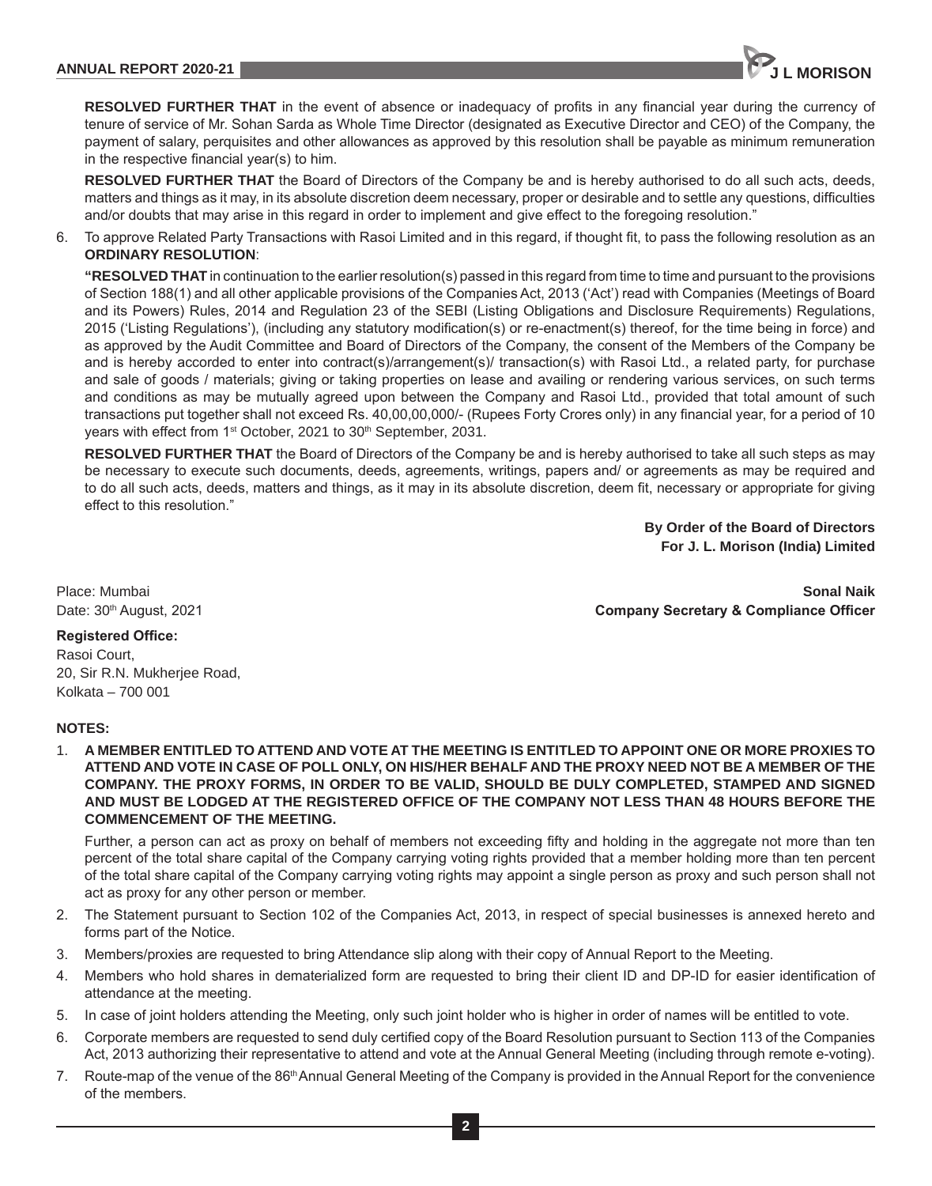**RESOLVED FURTHER THAT** in the event of absence or inadequacy of profits in any financial year during the currency of tenure of service of Mr. Sohan Sarda as Whole Time Director (designated as Executive Director and CEO) of the Company, the payment of salary, perquisites and other allowances as approved by this resolution shall be payable as minimum remuneration in the respective financial year(s) to him.

**RESOLVED FURTHER THAT** the Board of Directors of the Company be and is hereby authorised to do all such acts, deeds, matters and things as it may, in its absolute discretion deem necessary, proper or desirable and to settle any questions, difficulties and/or doubts that may arise in this regard in order to implement and give effect to the foregoing resolution."

6. To approve Related Party Transactions with Rasoi Limited and in this regard, if thought fit, to pass the following resolution as an **ORDINARY RESOLUTION**:

   **"RESOLVED THAT** in continuation to the earlier resolution(s) passed in this regard from time to time and pursuant to the provisions of Section 188(1) and all other applicable provisions of the Companies Act, 2013 ('Act') read with Companies (Meetings of Board and its Powers) Rules, 2014 and Regulation 23 of the SEBI (Listing Obligations and Disclosure Requirements) Regulations, 2015 ('Listing Regulations'), (including any statutory modification(s) or re-enactment(s) thereof, for the time being in force) and as approved by the Audit Committee and Board of Directors of the Company, the consent of the Members of the Company be and is hereby accorded to enter into contract(s)/arrangement(s)/ transaction(s) with Rasoi Ltd., a related party, for purchase and sale of goods / materials; giving or taking properties on lease and availing or rendering various services, on such terms and conditions as may be mutually agreed upon between the Company and Rasoi Ltd., provided that total amount of such transactions put together shall not exceed Rs. 40,00,00,000/- (Rupees Forty Crores only) in any financial year, for a period of 10 years with effect from 1st October, 2021 to 30th September, 2031.

   **RESOLVED FURTHER THAT** the Board of Directors of the Company be and is hereby authorised to take all such steps as may be necessary to execute such documents, deeds, agreements, writings, papers and/ or agreements as may be required and to do all such acts, deeds, matters and things, as it may in its absolute discretion, deem fit, necessary or appropriate for giving effect to this resolution."

**By Order of the Board of Directors**
**For J. L. Morison (India) Limited**

Place: Mumbai
Date: 30th August, 2021

**Sonal Naik**
**Company Secretary & Compliance Officer**

**Registered Office:**
Rasoi Court,
20, Sir R.N. Mukherjee Road,
Kolkata – 700 001

**NOTES:**

1. **A MEMBER ENTITLED TO ATTEND AND VOTE AT THE MEETING IS ENTITLED TO APPOINT ONE OR MORE PROXIES TO ATTEND AND VOTE IN CASE OF POLL ONLY, ON HIS/HER BEHALF AND THE PROXY NEED NOT BE A MEMBER OF THE COMPANY. THE PROXY FORMS, IN ORDER TO BE VALID, SHOULD BE DULY COMPLETED, STAMPED AND SIGNED AND MUST BE LODGED AT THE REGISTERED OFFICE OF THE COMPANY NOT LESS THAN 48 HOURS BEFORE THE COMMENCEMENT OF THE MEETING.**

   Further, a person can act as proxy on behalf of members not exceeding fifty and holding in the aggregate not more than ten percent of the total share capital of the Company carrying voting rights provided that a member holding more than ten percent of the total share capital of the Company carrying voting rights may appoint a single person as proxy and such person shall not act as proxy for any other person or member.

2. The Statement pursuant to Section 102 of the Companies Act, 2013, in respect of special businesses is annexed hereto and forms part of the Notice.
3. Members/proxies are requested to bring Attendance slip along with their copy of Annual Report to the Meeting.
4. Members who hold shares in dematerialized form are requested to bring their client ID and DP-ID for easier identification of attendance at the meeting.
5. In case of joint holders attending the Meeting, only such joint holder who is higher in order of names will be entitled to vote.
6. Corporate members are requested to send duly certified copy of the Board Resolution pursuant to Section 113 of the Companies Act, 2013 authorizing their representative to attend and vote at the Annual General Meeting (including through remote e-voting).
7. Route-map of the venue of the 86th Annual General Meeting of the Company is provided in the Annual Report for the convenience of the members.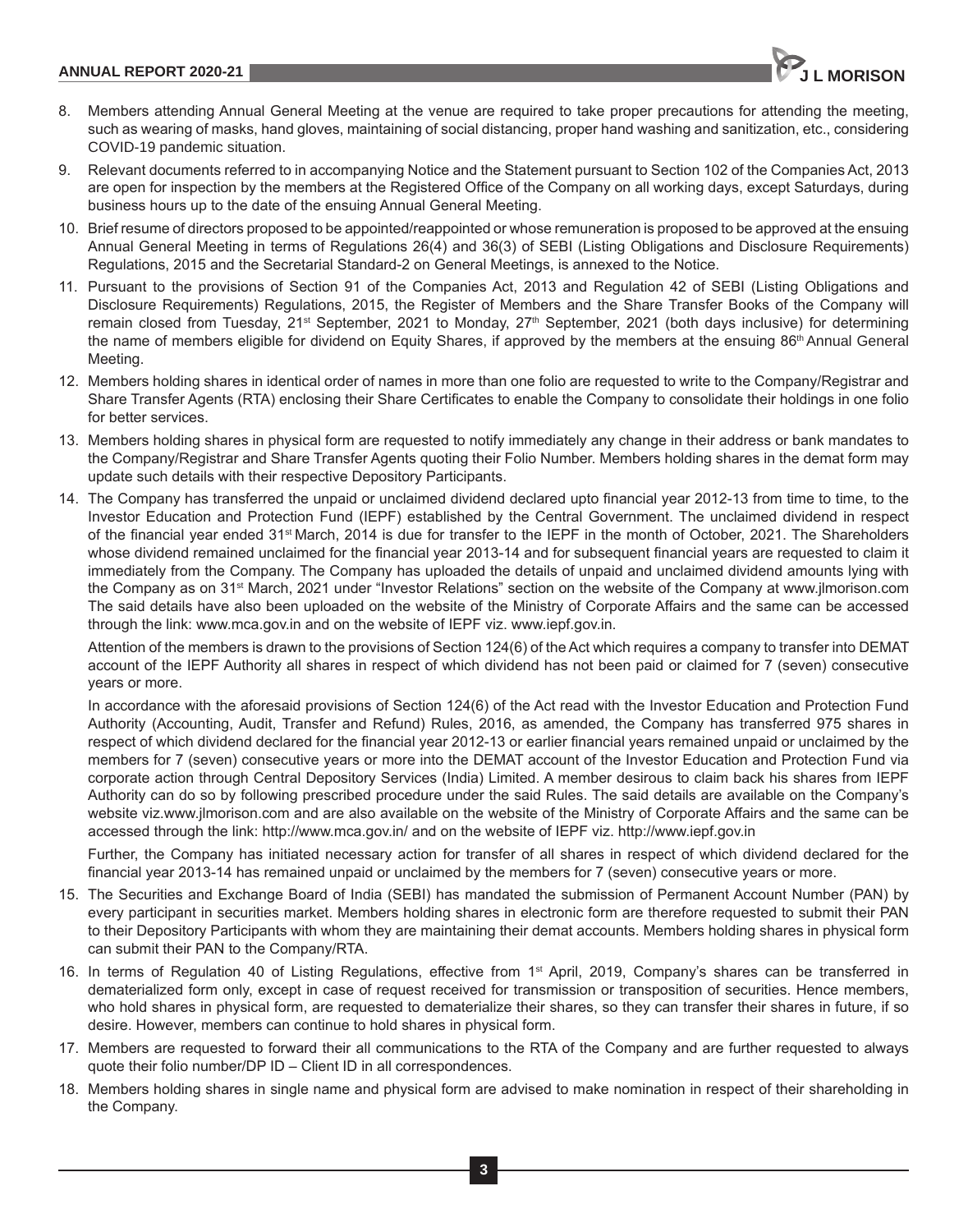8. Members attending Annual General Meeting at the venue are required to take proper precautions for attending the meeting, such as wearing of masks, hand gloves, maintaining of social distancing, proper hand washing and sanitization, etc., considering COVID-19 pandemic situation.

9. Relevant documents referred to in accompanying Notice and the Statement pursuant to Section 102 of the Companies Act, 2013 are open for inspection by the members at the Registered Office of the Company on all working days, except Saturdays, during business hours up to the date of the ensuing Annual General Meeting.

10. Brief resume of directors proposed to be appointed/reappointed or whose remuneration is proposed to be approved at the ensuing Annual General Meeting in terms of Regulations 26(4) and 36(3) of SEBI (Listing Obligations and Disclosure Requirements) Regulations, 2015 and the Secretarial Standard-2 on General Meetings, is annexed to the Notice.

11. Pursuant to the provisions of Section 91 of the Companies Act, 2013 and Regulation 42 of SEBI (Listing Obligations and Disclosure Requirements) Regulations, 2015, the Register of Members and the Share Transfer Books of the Company will remain closed from Tuesday, 21st September, 2021 to Monday, 27th September, 2021 (both days inclusive) for determining the name of members eligible for dividend on Equity Shares, if approved by the members at the ensuing 86th Annual General Meeting.

12. Members holding shares in identical order of names in more than one folio are requested to write to the Company/Registrar and Share Transfer Agents (RTA) enclosing their Share Certificates to enable the Company to consolidate their holdings in one folio for better services.

13. Members holding shares in physical form are requested to notify immediately any change in their address or bank mandates to the Company/Registrar and Share Transfer Agents quoting their Folio Number. Members holding shares in the demat form may update such details with their respective Depository Participants.

14. The Company has transferred the unpaid or unclaimed dividend declared upto financial year 2012-13 from time to time, to the Investor Education and Protection Fund (IEPF) established by the Central Government. The unclaimed dividend in respect of the financial year ended 31st March, 2014 is due for transfer to the IEPF in the month of October, 2021. The Shareholders whose dividend remained unclaimed for the financial year 2013-14 and for subsequent financial years are requested to claim it immediately from the Company. The Company has uploaded the details of unpaid and unclaimed dividend amounts lying with the Company as on 31st March, 2021 under "Investor Relations" section on the website of the Company at www.jlmorison.com The said details have also been uploaded on the website of the Ministry of Corporate Affairs and the same can be accessed through the link: www.mca.gov.in and on the website of IEPF viz. www.iepf.gov.in.

    Attention of the members is drawn to the provisions of Section 124(6) of the Act which requires a company to transfer into DEMAT account of the IEPF Authority all shares in respect of which dividend has not been paid or claimed for 7 (seven) consecutive years or more.

    In accordance with the aforesaid provisions of Section 124(6) of the Act read with the Investor Education and Protection Fund Authority (Accounting, Audit, Transfer and Refund) Rules, 2016, as amended, the Company has transferred 975 shares in respect of which dividend declared for the financial year 2012-13 or earlier financial years remained unpaid or unclaimed by the members for 7 (seven) consecutive years or more into the DEMAT account of the Investor Education and Protection Fund via corporate action through Central Depository Services (India) Limited. A member desirous to claim back his shares from IEPF Authority can do so by following prescribed procedure under the said Rules. The said details are available on the Company's website viz.www.jlmorison.com and are also available on the website of the Ministry of Corporate Affairs and the same can be accessed through the link: http://www.mca.gov.in/ and on the website of IEPF viz. http://www.iepf.gov.in

    Further, the Company has initiated necessary action for transfer of all shares in respect of which dividend declared for the financial year 2013-14 has remained unpaid or unclaimed by the members for 7 (seven) consecutive years or more.

15. The Securities and Exchange Board of India (SEBI) has mandated the submission of Permanent Account Number (PAN) by every participant in securities market. Members holding shares in electronic form are therefore requested to submit their PAN to their Depository Participants with whom they are maintaining their demat accounts. Members holding shares in physical form can submit their PAN to the Company/RTA.

16. In terms of Regulation 40 of Listing Regulations, effective from 1st April, 2019, Company's shares can be transferred in dematerialized form only, except in case of request received for transmission or transposition of securities. Hence members, who hold shares in physical form, are requested to dematerialize their shares, so they can transfer their shares in future, if so desire. However, members can continue to hold shares in physical form.

17. Members are requested to forward their all communications to the RTA of the Company and are further requested to always quote their folio number/DP ID – Client ID in all correspondences.

18. Members holding shares in single name and physical form are advised to make nomination in respect of their shareholding in the Company.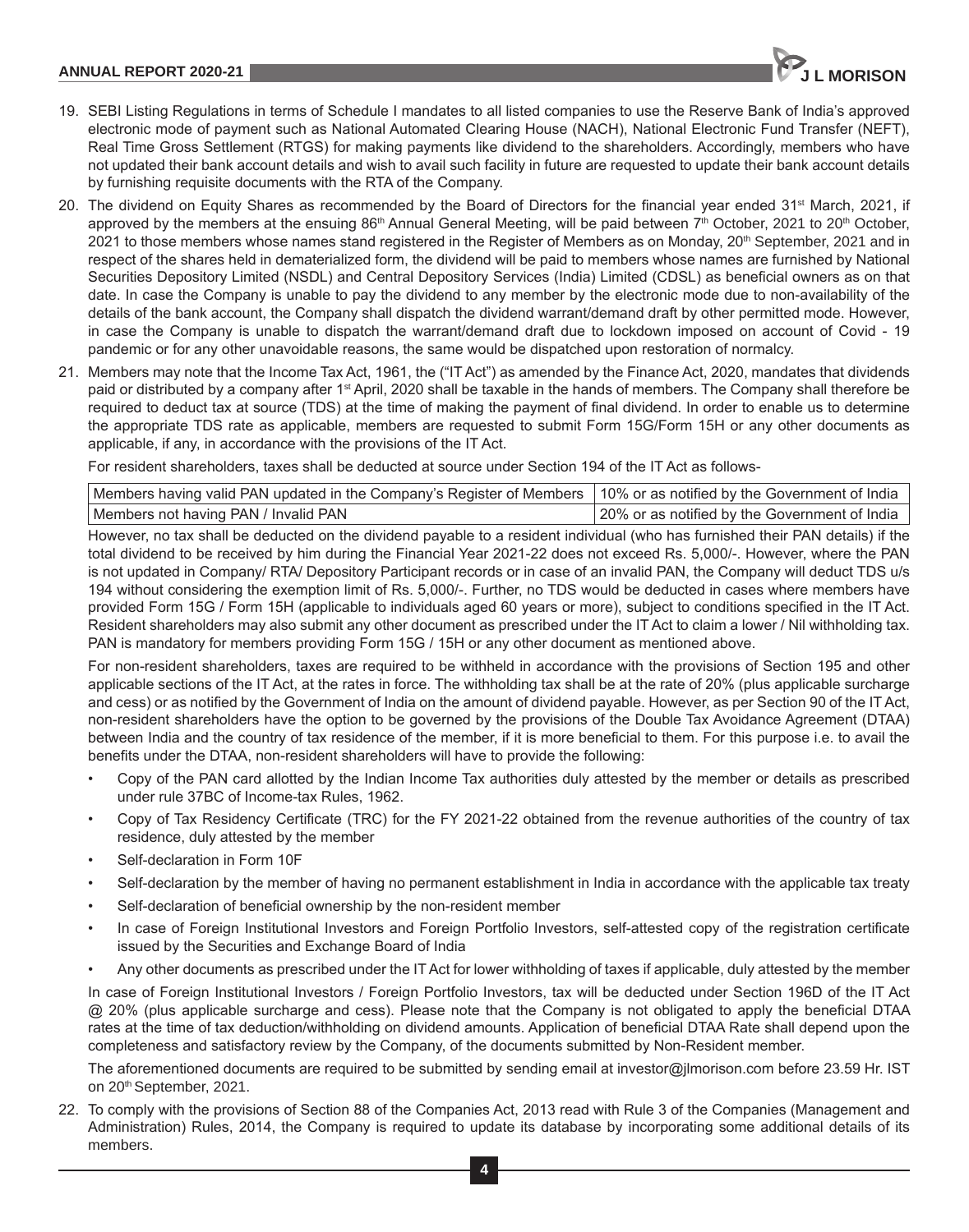19. SEBI Listing Regulations in terms of Schedule I mandates to all listed companies to use the Reserve Bank of India's approved electronic mode of payment such as National Automated Clearing House (NACH), National Electronic Fund Transfer (NEFT), Real Time Gross Settlement (RTGS) for making payments like dividend to the shareholders. Accordingly, members who have not updated their bank account details and wish to avail such facility in future are requested to update their bank account details by furnishing requisite documents with the RTA of the Company.

20. The dividend on Equity Shares as recommended by the Board of Directors for the financial year ended 31st March, 2021, if approved by the members at the ensuing 86th Annual General Meeting, will be paid between 7th October, 2021 to 20th October, 2021 to those members whose names stand registered in the Register of Members as on Monday, 20th September, 2021 and in respect of the shares held in dematerialized form, the dividend will be paid to members whose names are furnished by National Securities Depository Limited (NSDL) and Central Depository Services (India) Limited (CDSL) as beneficial owners as on that date. In case the Company is unable to pay the dividend to any member by the electronic mode due to non-availability of the details of the bank account, the Company shall dispatch the dividend warrant/demand draft by other permitted mode. However, in case the Company is unable to dispatch the warrant/demand draft due to lockdown imposed on account of Covid - 19 pandemic or for any other unavoidable reasons, the same would be dispatched upon restoration of normalcy.

21. Members may note that the Income Tax Act, 1961, the ("IT Act") as amended by the Finance Act, 2020, mandates that dividends paid or distributed by a company after 1st April, 2020 shall be taxable in the hands of members. The Company shall therefore be required to deduct tax at source (TDS) at the time of making the payment of final dividend. In order to enable us to determine the appropriate TDS rate as applicable, members are requested to submit Form 15G/Form 15H or any other documents as applicable, if any, in accordance with the provisions of the IT Act.

    For resident shareholders, taxes shall be deducted at source under Section 194 of the IT Act as follows-

| | |
|---|---|
| Members having valid PAN updated in the Company's Register of Members | 10% or as notified by the Government of India |
| Members not having PAN / Invalid PAN | 20% or as notified by the Government of India |

    However, no tax shall be deducted on the dividend payable to a resident individual (who has furnished their PAN details) if the total dividend to be received by him during the Financial Year 2021-22 does not exceed Rs. 5,000/-. However, where the PAN is not updated in Company/ RTA/ Depository Participant records or in case of an invalid PAN, the Company will deduct TDS u/s 194 without considering the exemption limit of Rs. 5,000/-. Further, no TDS would be deducted in cases where members have provided Form 15G / Form 15H (applicable to individuals aged 60 years or more), subject to conditions specified in the IT Act. Resident shareholders may also submit any other document as prescribed under the IT Act to claim a lower / Nil withholding tax. PAN is mandatory for members providing Form 15G / 15H or any other document as mentioned above.

    For non-resident shareholders, taxes are required to be withheld in accordance with the provisions of Section 195 and other applicable sections of the IT Act, at the rates in force. The withholding tax shall be at the rate of 20% (plus applicable surcharge and cess) or as notified by the Government of India on the amount of dividend payable. However, as per Section 90 of the IT Act, non-resident shareholders have the option to be governed by the provisions of the Double Tax Avoidance Agreement (DTAA) between India and the country of tax residence of the member, if it is more beneficial to them. For this purpose i.e. to avail the benefits under the DTAA, non-resident shareholders will have to provide the following:

    - Copy of the PAN card allotted by the Indian Income Tax authorities duly attested by the member or details as prescribed under rule 37BC of Income-tax Rules, 1962.
    - Copy of Tax Residency Certificate (TRC) for the FY 2021-22 obtained from the revenue authorities of the country of tax residence, duly attested by the member
    - Self-declaration in Form 10F
    - Self-declaration by the member of having no permanent establishment in India in accordance with the applicable tax treaty
    - Self-declaration of beneficial ownership by the non-resident member
    - In case of Foreign Institutional Investors and Foreign Portfolio Investors, self-attested copy of the registration certificate issued by the Securities and Exchange Board of India
    - Any other documents as prescribed under the IT Act for lower withholding of taxes if applicable, duly attested by the member

    In case of Foreign Institutional Investors / Foreign Portfolio Investors, tax will be deducted under Section 196D of the IT Act @ 20% (plus applicable surcharge and cess). Please note that the Company is not obligated to apply the beneficial DTAA rates at the time of tax deduction/withholding on dividend amounts. Application of beneficial DTAA Rate shall depend upon the completeness and satisfactory review by the Company, of the documents submitted by Non-Resident member.

    The aforementioned documents are required to be submitted by sending email at investor@jlmorison.com before 23.59 Hr. IST on 20th September, 2021.

22. To comply with the provisions of Section 88 of the Companies Act, 2013 read with Rule 3 of the Companies (Management and Administration) Rules, 2014, the Company is required to update its database by incorporating some additional details of its members.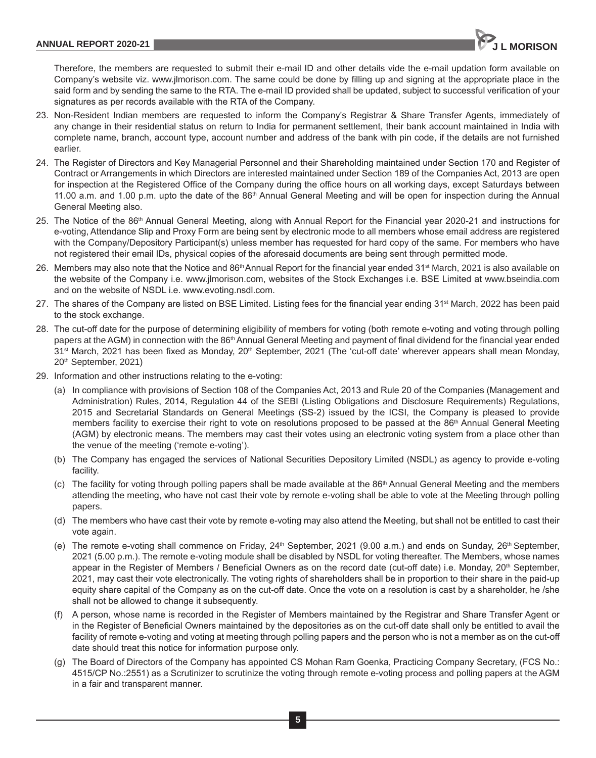Therefore, the members are requested to submit their e-mail ID and other details vide the e-mail updation form available on Company's website viz. www.jlmorison.com. The same could be done by filling up and signing at the appropriate place in the said form and by sending the same to the RTA. The e-mail ID provided shall be updated, subject to successful verification of your signatures as per records available with the RTA of the Company.

23. Non-Resident Indian members are requested to inform the Company's Registrar & Share Transfer Agents, immediately of any change in their residential status on return to India for permanent settlement, their bank account maintained in India with complete name, branch, account type, account number and address of the bank with pin code, if the details are not furnished earlier.

24. The Register of Directors and Key Managerial Personnel and their Shareholding maintained under Section 170 and Register of Contract or Arrangements in which Directors are interested maintained under Section 189 of the Companies Act, 2013 are open for inspection at the Registered Office of the Company during the office hours on all working days, except Saturdays between 11.00 a.m. and 1.00 p.m. upto the date of the 86th Annual General Meeting and will be open for inspection during the Annual General Meeting also.

25. The Notice of the 86th Annual General Meeting, along with Annual Report for the Financial year 2020-21 and instructions for e-voting, Attendance Slip and Proxy Form are being sent by electronic mode to all members whose email address are registered with the Company/Depository Participant(s) unless member has requested for hard copy of the same. For members who have not registered their email IDs, physical copies of the aforesaid documents are being sent through permitted mode.

26. Members may also note that the Notice and 86th Annual Report for the financial year ended 31st March, 2021 is also available on the website of the Company i.e. www.jlmorison.com, websites of the Stock Exchanges i.e. BSE Limited at www.bseindia.com and on the website of NSDL i.e. www.evoting.nsdl.com.

27. The shares of the Company are listed on BSE Limited. Listing fees for the financial year ending 31st March, 2022 has been paid to the stock exchange.

28. The cut-off date for the purpose of determining eligibility of members for voting (both remote e-voting and voting through polling papers at the AGM) in connection with the 86th Annual General Meeting and payment of final dividend for the financial year ended 31st March, 2021 has been fixed as Monday, 20th September, 2021 (The 'cut-off date' wherever appears shall mean Monday, 20th September, 2021)

29. Information and other instructions relating to the e-voting:

    (a) In compliance with provisions of Section 108 of the Companies Act, 2013 and Rule 20 of the Companies (Management and Administration) Rules, 2014, Regulation 44 of the SEBI (Listing Obligations and Disclosure Requirements) Regulations, 2015 and Secretarial Standards on General Meetings (SS-2) issued by the ICSI, the Company is pleased to provide members facility to exercise their right to vote on resolutions proposed to be passed at the 86th Annual General Meeting (AGM) by electronic means. The members may cast their votes using an electronic voting system from a place other than the venue of the meeting ('remote e-voting').

    (b) The Company has engaged the services of National Securities Depository Limited (NSDL) as agency to provide e-voting facility.

    (c) The facility for voting through polling papers shall be made available at the 86th Annual General Meeting and the members attending the meeting, who have not cast their vote by remote e-voting shall be able to vote at the Meeting through polling papers.

    (d) The members who have cast their vote by remote e-voting may also attend the Meeting, but shall not be entitled to cast their vote again.

    (e) The remote e-voting shall commence on Friday, 24th September, 2021 (9.00 a.m.) and ends on Sunday, 26th September, 2021 (5.00 p.m.). The remote e-voting module shall be disabled by NSDL for voting thereafter. The Members, whose names appear in the Register of Members / Beneficial Owners as on the record date (cut-off date) i.e. Monday, 20th September, 2021, may cast their vote electronically. The voting rights of shareholders shall be in proportion to their share in the paid-up equity share capital of the Company as on the cut-off date. Once the vote on a resolution is cast by a shareholder, he /she shall not be allowed to change it subsequently.

    (f) A person, whose name is recorded in the Register of Members maintained by the Registrar and Share Transfer Agent or in the Register of Beneficial Owners maintained by the depositories as on the cut-off date shall only be entitled to avail the facility of remote e-voting and voting at meeting through polling papers and the person who is not a member as on the cut-off date should treat this notice for information purpose only.

    (g) The Board of Directors of the Company has appointed CS Mohan Ram Goenka, Practicing Company Secretary, (FCS No.: 4515/CP No.:2551) as a Scrutinizer to scrutinize the voting through remote e-voting process and polling papers at the AGM in a fair and transparent manner.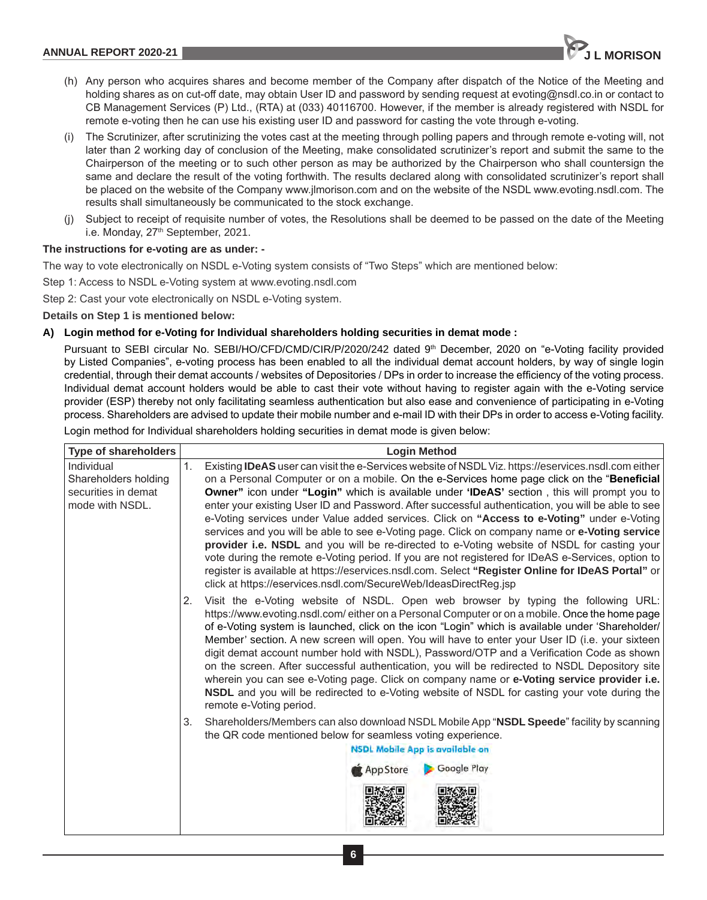(h) Any person who acquires shares and become member of the Company after dispatch of the Notice of the Meeting and holding shares as on cut-off date, may obtain User ID and password by sending request at evoting@nsdl.co.in or contact to CB Management Services (P) Ltd., (RTA) at (033) 40116700. However, if the member is already registered with NSDL for remote e-voting then he can use his existing user ID and password for casting the vote through e-voting.

(i) The Scrutinizer, after scrutinizing the votes cast at the meeting through polling papers and through remote e-voting will, not later than 2 working day of conclusion of the Meeting, make consolidated scrutinizer's report and submit the same to the Chairperson of the meeting or to such other person as may be authorized by the Chairperson who shall countersign the same and declare the result of the voting forthwith. The results declared along with consolidated scrutinizer's report shall be placed on the website of the Company www.jlmorison.com and on the website of the NSDL www.evoting.nsdl.com. The results shall simultaneously be communicated to the stock exchange.

(j) Subject to receipt of requisite number of votes, the Resolutions shall be deemed to be passed on the date of the Meeting i.e. Monday, 27th September, 2021.

**The instructions for e-voting are as under: -**

The way to vote electronically on NSDL e-Voting system consists of "Two Steps" which are mentioned below:

Step 1: Access to NSDL e-Voting system at www.evoting.nsdl.com

Step 2: Cast your vote electronically on NSDL e-Voting system.

**Details on Step 1 is mentioned below:**

**A) Login method for e-Voting for Individual shareholders holding securities in demat mode :**

Pursuant to SEBI circular No. SEBI/HO/CFD/CMD/CIR/P/2020/242 dated 9th December, 2020 on "e-Voting facility provided by Listed Companies", e-voting process has been enabled to all the individual demat account holders, by way of single login credential, through their demat accounts / websites of Depositories / DPs in order to increase the efficiency of the voting process. Individual demat account holders would be able to cast their vote without having to register again with the e-Voting service provider (ESP) thereby not only facilitating seamless authentication but also ease and convenience of participating in e-Voting process. Shareholders are advised to update their mobile number and e-mail ID with their DPs in order to access e-Voting facility.

Login method for Individual shareholders holding securities in demat mode is given below:

| Type of shareholders | Login Method |
|---|---|
| Individual Shareholders holding securities in demat mode with NSDL. | 1. Existing **IDeAS** user can visit the e-Services website of NSDL Viz. https://eservices.nsdl.com either on a Personal Computer or on a mobile. On the e-Services home page click on the "**Beneficial Owner"** icon under **"Login"** which is available under **'IDeAS'** section , this will prompt you to enter your existing User ID and Password. After successful authentication, you will be able to see e-Voting services under Value added services. Click on **"Access to e-Voting"** under e-Voting services and you will be able to see e-Voting page. Click on company name or **e-Voting service provider i.e. NSDL** and you will be re-directed to e-Voting website of NSDL for casting your vote during the remote e-Voting period. If you are not registered for IDeAS e-Services, option to register is available at https://eservices.nsdl.com. Select **"Register Online for IDeAS Portal"** or click at https://eservices.nsdl.com/SecureWeb/IdeasDirectReg.jsp<br><br>2. Visit the e-Voting website of NSDL. Open web browser by typing the following URL: https://www.evoting.nsdl.com/ either on a Personal Computer or on a mobile. Once the home page of e-Voting system is launched, click on the icon "Login" which is available under 'Shareholder/Member' section. A new screen will open. You will have to enter your User ID (i.e. your sixteen digit demat account number hold with NSDL), Password/OTP and a Verification Code as shown on the screen. After successful authentication, you will be redirected to NSDL Depository site wherein you can see e-Voting page. Click on company name or **e-Voting service provider i.e. NSDL** and you will be redirected to e-Voting website of NSDL for casting your vote during the remote e-Voting period.<br><br>3. Shareholders/Members can also download NSDL Mobile App "**NSDL Speede**" facility by scanning the QR code mentioned below for seamless voting experience.<br>NSDL Mobile App is available on<br>App Store Google Play |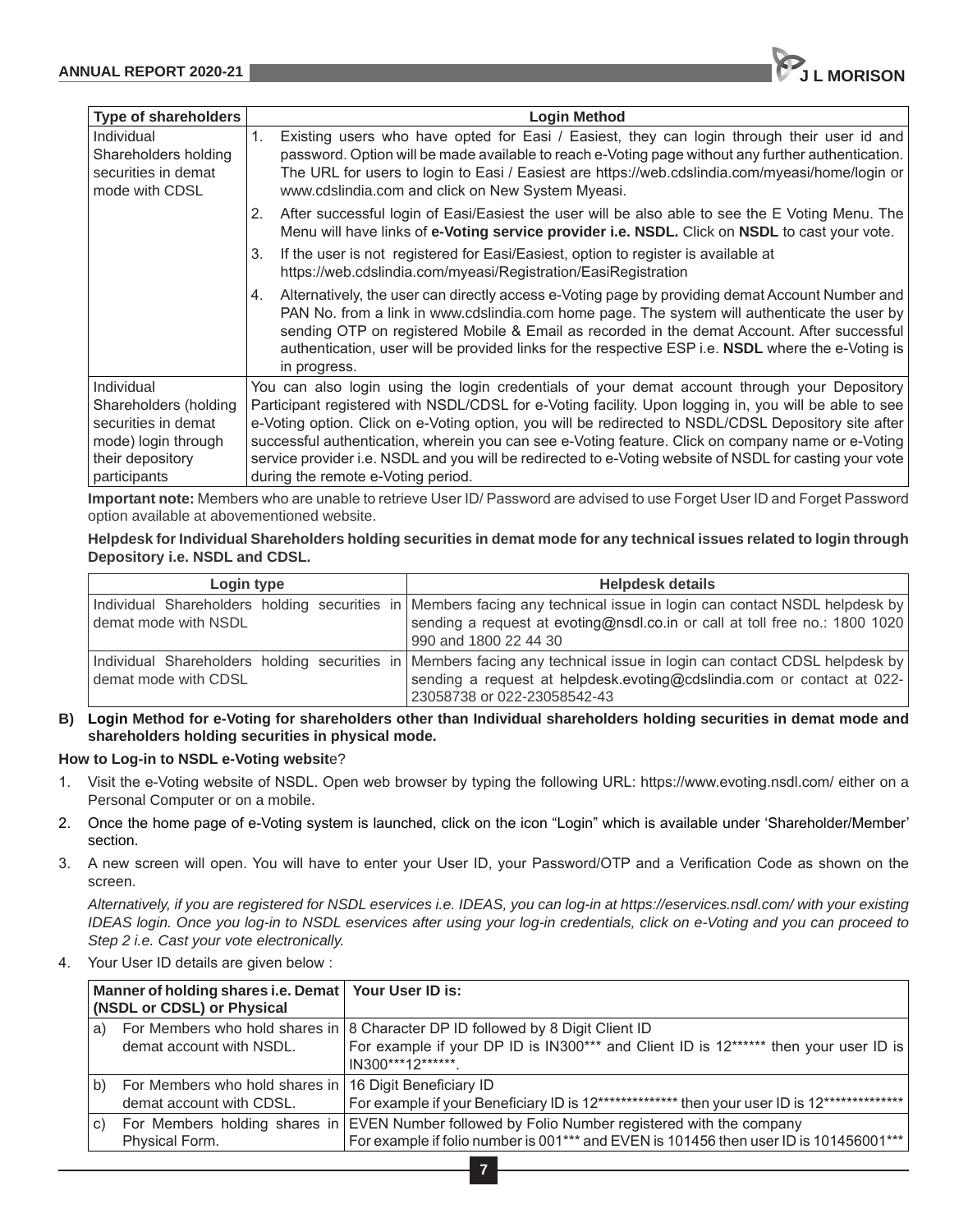| Type of shareholders | Login Method |
|---|---|
| Individual Shareholders holding securities in demat mode with CDSL | 1. Existing users who have opted for Easi / Easiest, they can login through their user id and password. Option will be made available to reach e-Voting page without any further authentication. The URL for users to login to Easi / Easiest are https://web.cdslindia.com/myeasi/home/login or www.cdslindia.com and click on New System Myeasi.<br>2. After successful login of Easi/Easiest the user will be also able to see the E Voting Menu. The Menu will have links of **e-Voting service provider i.e. NSDL.** Click on **NSDL** to cast your vote.<br>3. If the user is not registered for Easi/Easiest, option to register is available at https://web.cdslindia.com/myeasi/Registration/EasiRegistration<br>4. Alternatively, the user can directly access e-Voting page by providing demat Account Number and PAN No. from a link in www.cdslindia.com home page. The system will authenticate the user by sending OTP on registered Mobile & Email as recorded in the demat Account. After successful authentication, user will be provided links for the respective ESP i.e. **NSDL** where the e-Voting is in progress. |
| Individual Shareholders (holding securities in demat mode) login through their depository participants | You can also login using the login credentials of your demat account through your Depository Participant registered with NSDL/CDSL for e-Voting facility. Upon logging in, you will be able to see e-Voting option. Click on e-Voting option, you will be redirected to NSDL/CDSL Depository site after successful authentication, wherein you can see e-Voting feature. Click on company name or e-Voting service provider i.e. NSDL and you will be redirected to e-Voting website of NSDL for casting your vote during the remote e-Voting period. |

**Important note:** Members who are unable to retrieve User ID/ Password are advised to use Forget User ID and Forget Password option available at abovementioned website.

**Helpdesk for Individual Shareholders holding securities in demat mode for any technical issues related to login through Depository i.e. NSDL and CDSL.**

| Login type | Helpdesk details |
|---|---|
| Individual Shareholders holding securities in demat mode with NSDL | Members facing any technical issue in login can contact NSDL helpdesk by sending a request at evoting@nsdl.co.in or call at toll free no.: 1800 1020 990 and 1800 22 44 30 |
| Individual Shareholders holding securities in demat mode with CDSL | Members facing any technical issue in login can contact CDSL helpdesk by sending a request at helpdesk.evoting@cdslindia.com or contact at 022-23058738 or 022-23058542-43 |

**B) Login Method for e-Voting for shareholders other than Individual shareholders holding securities in demat mode and shareholders holding securities in physical mode.**

**How to Log-in to NSDL e-Voting website?**

1. Visit the e-Voting website of NSDL. Open web browser by typing the following URL: https://www.evoting.nsdl.com/ either on a Personal Computer or on a mobile.
2. Once the home page of e-Voting system is launched, click on the icon "Login" which is available under 'Shareholder/Member' section.
3. A new screen will open. You will have to enter your User ID, your Password/OTP and a Verification Code as shown on the screen.

   *Alternatively, if you are registered for NSDL eservices i.e. IDEAS, you can log-in at https://eservices.nsdl.com/ with your existing IDEAS login. Once you log-in to NSDL eservices after using your log-in credentials, click on e-Voting and you can proceed to Step 2 i.e. Cast your vote electronically.*
4. Your User ID details are given below :

| | Manner of holding shares i.e. Demat (NSDL or CDSL) or Physical | Your User ID is: |
|---|---|---|
| a) | For Members who hold shares in demat account with NSDL. | 8 Character DP ID followed by 8 Digit Client ID<br>For example if your DP ID is IN300*** and Client ID is 12****** then your user ID is IN300***12******. |
| b) | For Members who hold shares in demat account with CDSL. | 16 Digit Beneficiary ID<br>For example if your Beneficiary ID is 12************** then your user ID is 12************** |
| c) | For Members holding shares in Physical Form. | EVEN Number followed by Folio Number registered with the company<br>For example if folio number is 001*** and EVEN is 101456 then user ID is 101456001*** |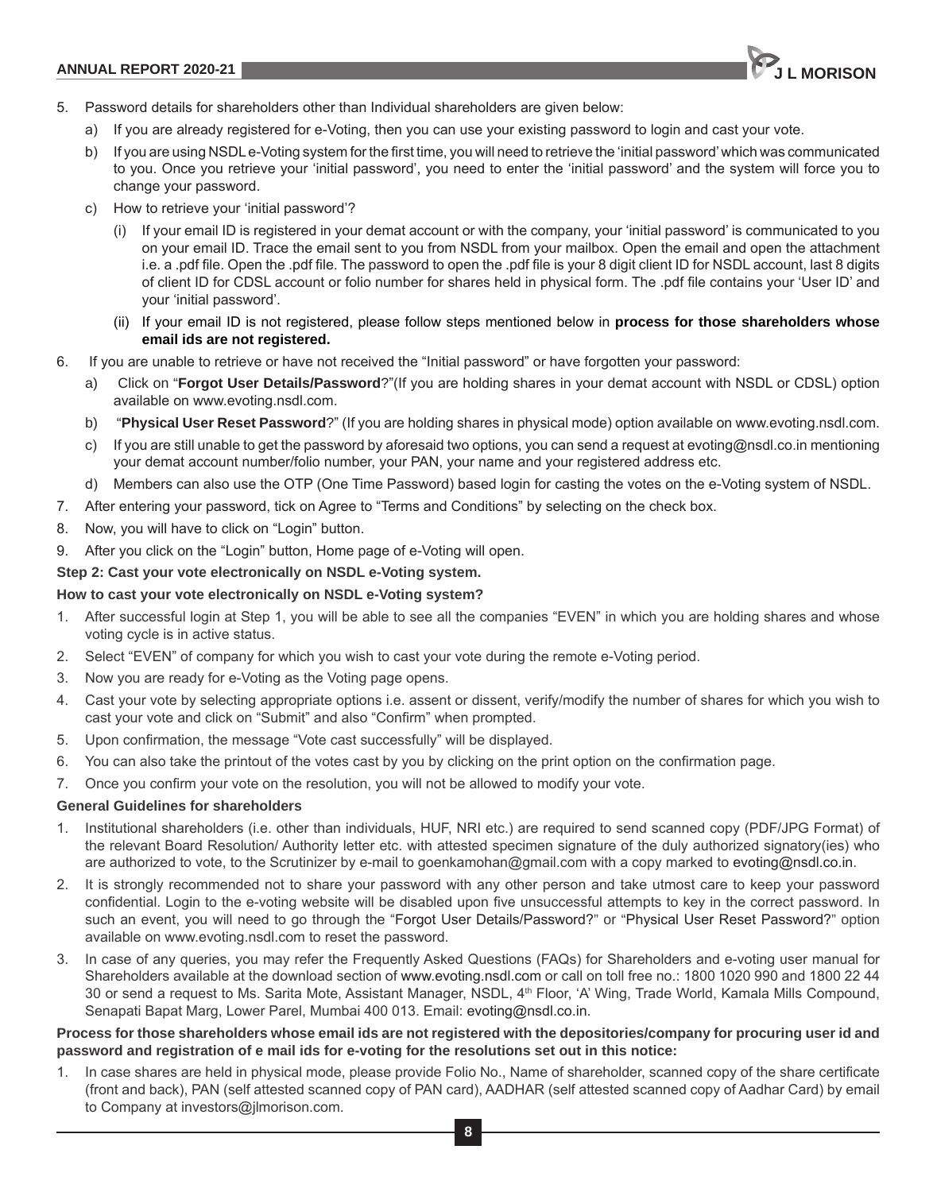5. Password details for shareholders other than Individual shareholders are given below:
   a) If you are already registered for e-Voting, then you can use your existing password to login and cast your vote.
   b) If you are using NSDL e-Voting system for the first time, you will need to retrieve the 'initial password' which was communicated to you. Once you retrieve your 'initial password', you need to enter the 'initial password' and the system will force you to change your password.
   c) How to retrieve your 'initial password'?
      (i) If your email ID is registered in your demat account or with the company, your 'initial password' is communicated to you on your email ID. Trace the email sent to you from NSDL from your mailbox. Open the email and open the attachment i.e. a .pdf file. Open the .pdf file. The password to open the .pdf file is your 8 digit client ID for NSDL account, last 8 digits of client ID for CDSL account or folio number for shares held in physical form. The .pdf file contains your 'User ID' and your 'initial password'.
      (ii) If your email ID is not registered, please follow steps mentioned below in **process for those shareholders whose email ids are not registered.**
6. If you are unable to retrieve or have not received the "Initial password" or have forgotten your password:
   a) Click on "**Forgot User Details/Password**?"(If you are holding shares in your demat account with NSDL or CDSL) option available on www.evoting.nsdl.com.
   b) "**Physical User Reset Password**?" (If you are holding shares in physical mode) option available on www.evoting.nsdl.com.
   c) If you are still unable to get the password by aforesaid two options, you can send a request at evoting@nsdl.co.in mentioning your demat account number/folio number, your PAN, your name and your registered address etc.
   d) Members can also use the OTP (One Time Password) based login for casting the votes on the e-Voting system of NSDL.
7. After entering your password, tick on Agree to "Terms and Conditions" by selecting on the check box.
8. Now, you will have to click on "Login" button.
9. After you click on the "Login" button, Home page of e-Voting will open.

**Step 2: Cast your vote electronically on NSDL e-Voting system.**

**How to cast your vote electronically on NSDL e-Voting system?**

1. After successful login at Step 1, you will be able to see all the companies "EVEN" in which you are holding shares and whose voting cycle is in active status.
2. Select "EVEN" of company for which you wish to cast your vote during the remote e-Voting period.
3. Now you are ready for e-Voting as the Voting page opens.
4. Cast your vote by selecting appropriate options i.e. assent or dissent, verify/modify the number of shares for which you wish to cast your vote and click on "Submit" and also "Confirm" when prompted.
5. Upon confirmation, the message "Vote cast successfully" will be displayed.
6. You can also take the printout of the votes cast by you by clicking on the print option on the confirmation page.
7. Once you confirm your vote on the resolution, you will not be allowed to modify your vote.

**General Guidelines for shareholders**

1. Institutional shareholders (i.e. other than individuals, HUF, NRI etc.) are required to send scanned copy (PDF/JPG Format) of the relevant Board Resolution/ Authority letter etc. with attested specimen signature of the duly authorized signatory(ies) who are authorized to vote, to the Scrutinizer by e-mail to goenkamohan@gmail.com with a copy marked to evoting@nsdl.co.in.
2. It is strongly recommended not to share your password with any other person and take utmost care to keep your password confidential. Login to the e-voting website will be disabled upon five unsuccessful attempts to key in the correct password. In such an event, you will need to go through the "Forgot User Details/Password?" or "Physical User Reset Password?" option available on www.evoting.nsdl.com to reset the password.
3. In case of any queries, you may refer the Frequently Asked Questions (FAQs) for Shareholders and e-voting user manual for Shareholders available at the download section of www.evoting.nsdl.com or call on toll free no.: 1800 1020 990 and 1800 22 44 30 or send a request to Ms. Sarita Mote, Assistant Manager, NSDL, 4th Floor, 'A' Wing, Trade World, Kamala Mills Compound, Senapati Bapat Marg, Lower Parel, Mumbai 400 013. Email: evoting@nsdl.co.in.

**Process for those shareholders whose email ids are not registered with the depositories/company for procuring user id and password and registration of e mail ids for e-voting for the resolutions set out in this notice:**

1. In case shares are held in physical mode, please provide Folio No., Name of shareholder, scanned copy of the share certificate (front and back), PAN (self attested scanned copy of PAN card), AADHAR (self attested scanned copy of Aadhar Card) by email to Company at investors@jlmorison.com.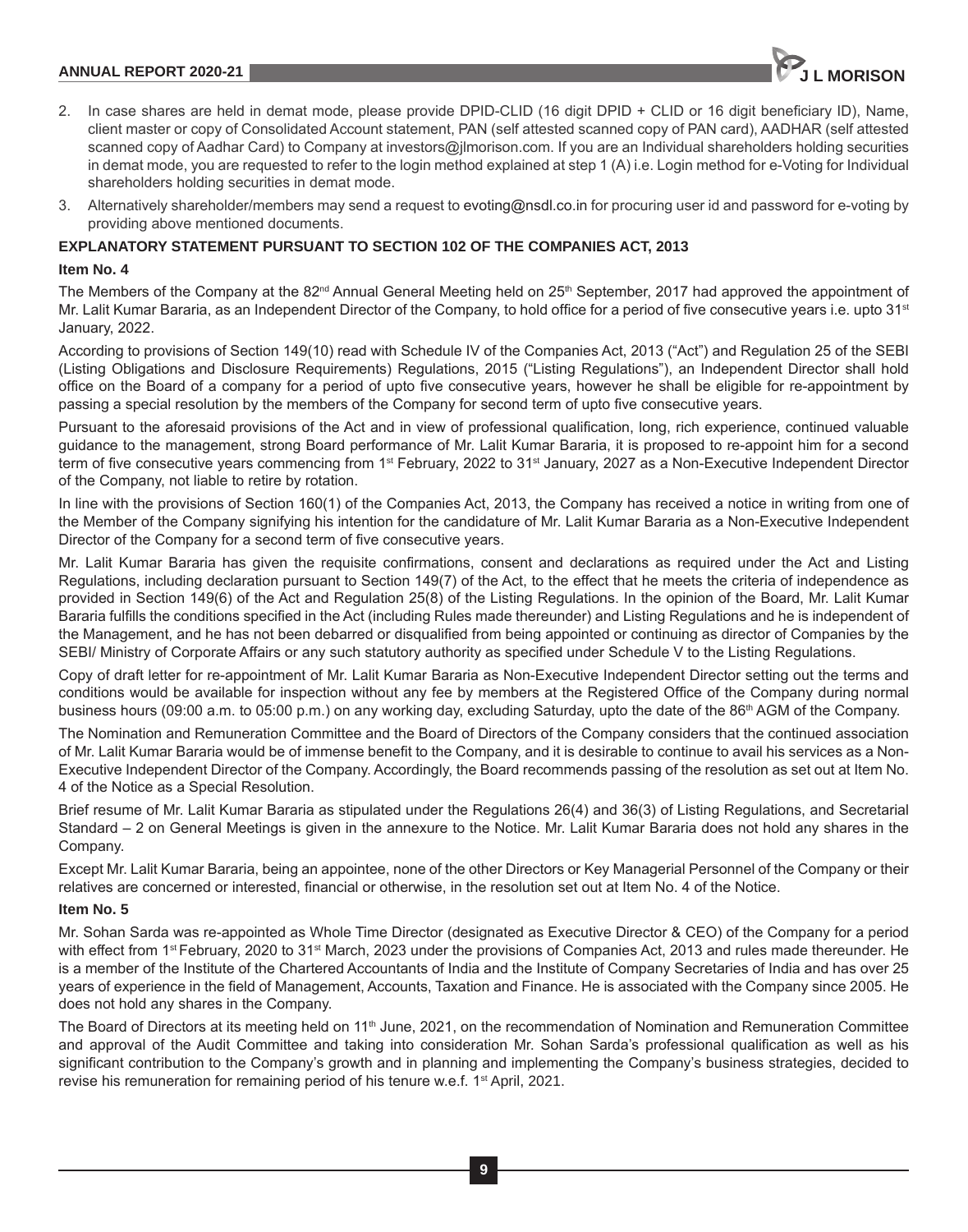2. In case shares are held in demat mode, please provide DPID-CLID (16 digit DPID + CLID or 16 digit beneficiary ID), Name, client master or copy of Consolidated Account statement, PAN (self attested scanned copy of PAN card), AADHAR (self attested scanned copy of Aadhar Card) to Company at investors@jlmorison.com. If you are an Individual shareholders holding securities in demat mode, you are requested to refer to the login method explained at step 1 (A) i.e. Login method for e-Voting for Individual shareholders holding securities in demat mode.
3. Alternatively shareholder/members may send a request to evoting@nsdl.co.in for procuring user id and password for e-voting by providing above mentioned documents.

### EXPLANATORY STATEMENT PURSUANT TO SECTION 102 OF THE COMPANIES ACT, 2013

#### Item No. 4

The Members of the Company at the 82nd Annual General Meeting held on 25th September, 2017 had approved the appointment of Mr. Lalit Kumar Bararia, as an Independent Director of the Company, to hold office for a period of five consecutive years i.e. upto 31st January, 2022.

According to provisions of Section 149(10) read with Schedule IV of the Companies Act, 2013 ("Act") and Regulation 25 of the SEBI (Listing Obligations and Disclosure Requirements) Regulations, 2015 ("Listing Regulations"), an Independent Director shall hold office on the Board of a company for a period of upto five consecutive years, however he shall be eligible for re-appointment by passing a special resolution by the members of the Company for second term of upto five consecutive years.

Pursuant to the aforesaid provisions of the Act and in view of professional qualification, long, rich experience, continued valuable guidance to the management, strong Board performance of Mr. Lalit Kumar Bararia, it is proposed to re-appoint him for a second term of five consecutive years commencing from 1st February, 2022 to 31st January, 2027 as a Non-Executive Independent Director of the Company, not liable to retire by rotation.

In line with the provisions of Section 160(1) of the Companies Act, 2013, the Company has received a notice in writing from one of the Member of the Company signifying his intention for the candidature of Mr. Lalit Kumar Bararia as a Non-Executive Independent Director of the Company for a second term of five consecutive years.

Mr. Lalit Kumar Bararia has given the requisite confirmations, consent and declarations as required under the Act and Listing Regulations, including declaration pursuant to Section 149(7) of the Act, to the effect that he meets the criteria of independence as provided in Section 149(6) of the Act and Regulation 25(8) of the Listing Regulations. In the opinion of the Board, Mr. Lalit Kumar Bararia fulfills the conditions specified in the Act (including Rules made thereunder) and Listing Regulations and he is independent of the Management, and he has not been debarred or disqualified from being appointed or continuing as director of Companies by the SEBI/ Ministry of Corporate Affairs or any such statutory authority as specified under Schedule V to the Listing Regulations.

Copy of draft letter for re-appointment of Mr. Lalit Kumar Bararia as Non-Executive Independent Director setting out the terms and conditions would be available for inspection without any fee by members at the Registered Office of the Company during normal business hours (09:00 a.m. to 05:00 p.m.) on any working day, excluding Saturday, upto the date of the 86th AGM of the Company.

The Nomination and Remuneration Committee and the Board of Directors of the Company considers that the continued association of Mr. Lalit Kumar Bararia would be of immense benefit to the Company, and it is desirable to continue to avail his services as a Non-Executive Independent Director of the Company. Accordingly, the Board recommends passing of the resolution as set out at Item No. 4 of the Notice as a Special Resolution.

Brief resume of Mr. Lalit Kumar Bararia as stipulated under the Regulations 26(4) and 36(3) of Listing Regulations, and Secretarial Standard – 2 on General Meetings is given in the annexure to the Notice. Mr. Lalit Kumar Bararia does not hold any shares in the Company.

Except Mr. Lalit Kumar Bararia, being an appointee, none of the other Directors or Key Managerial Personnel of the Company or their relatives are concerned or interested, financial or otherwise, in the resolution set out at Item No. 4 of the Notice.

#### Item No. 5

Mr. Sohan Sarda was re-appointed as Whole Time Director (designated as Executive Director & CEO) of the Company for a period with effect from 1st February, 2020 to 31st March, 2023 under the provisions of Companies Act, 2013 and rules made thereunder. He is a member of the Institute of the Chartered Accountants of India and the Institute of Company Secretaries of India and has over 25 years of experience in the field of Management, Accounts, Taxation and Finance. He is associated with the Company since 2005. He does not hold any shares in the Company.

The Board of Directors at its meeting held on 11th June, 2021, on the recommendation of Nomination and Remuneration Committee and approval of the Audit Committee and taking into consideration Mr. Sohan Sarda's professional qualification as well as his significant contribution to the Company's growth and in planning and implementing the Company's business strategies, decided to revise his remuneration for remaining period of his tenure w.e.f. 1st April, 2021.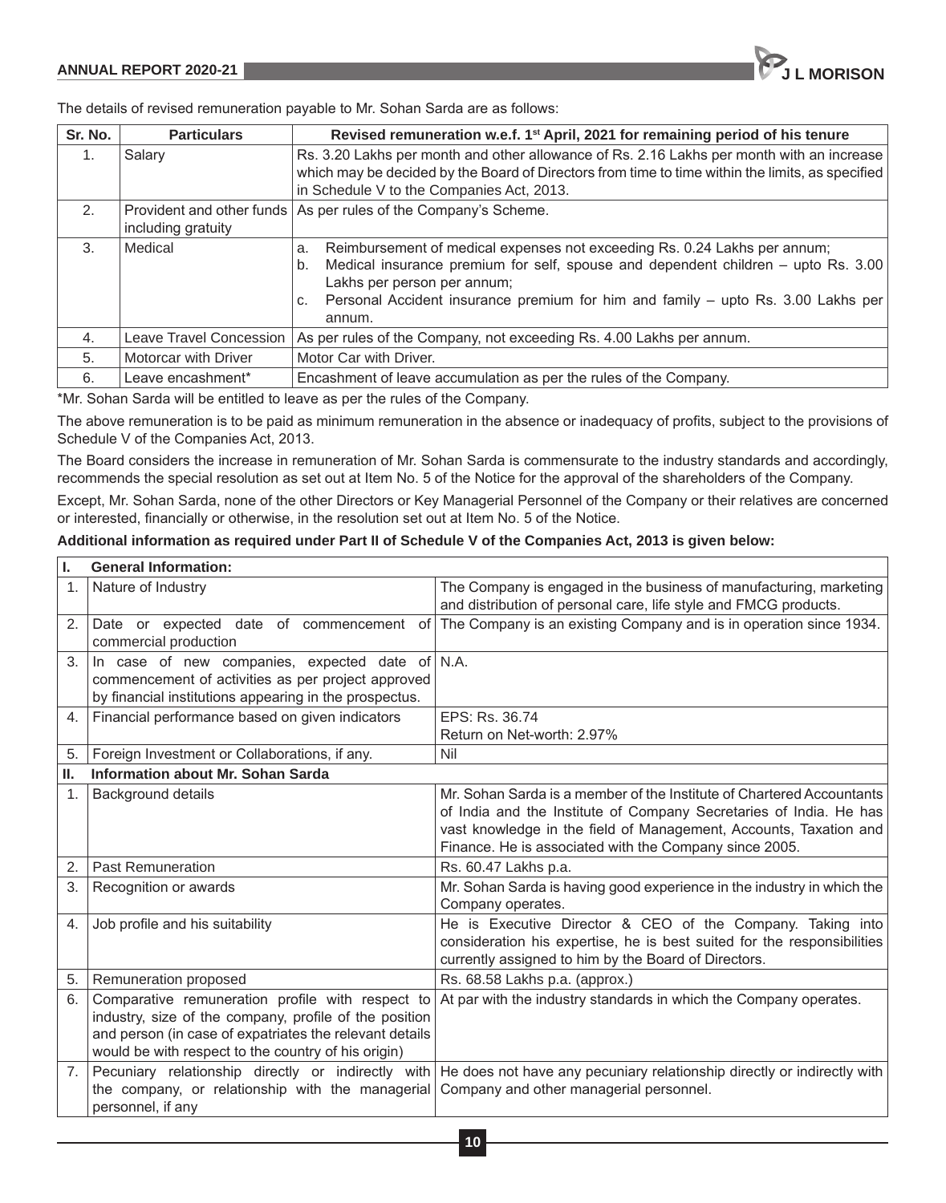The details of revised remuneration payable to Mr. Sohan Sarda are as follows:

| Sr. No. | Particulars | Revised remuneration w.e.f. 1st April, 2021 for remaining period of his tenure |
|---|---|---|
| 1. | Salary | Rs. 3.20 Lakhs per month and other allowance of Rs. 2.16 Lakhs per month with an increase which may be decided by the Board of Directors from time to time within the limits, as specified in Schedule V to the Companies Act, 2013. |
| 2. | Provident and other funds including gratuity | As per rules of the Company's Scheme. |
| 3. | Medical | a. Reimbursement of medical expenses not exceeding Rs. 0.24 Lakhs per annum;<br>b. Medical insurance premium for self, spouse and dependent children – upto Rs. 3.00 Lakhs per person per annum;<br>c. Personal Accident insurance premium for him and family – upto Rs. 3.00 Lakhs per annum. |
| 4. | Leave Travel Concession | As per rules of the Company, not exceeding Rs. 4.00 Lakhs per annum. |
| 5. | Motorcar with Driver | Motor Car with Driver. |
| 6. | Leave encashment* | Encashment of leave accumulation as per the rules of the Company. |

*Mr. Sohan Sarda will be entitled to leave as per the rules of the Company.

The above remuneration is to be paid as minimum remuneration in the absence or inadequacy of profits, subject to the provisions of Schedule V of the Companies Act, 2013.

The Board considers the increase in remuneration of Mr. Sohan Sarda is commensurate to the industry standards and accordingly, recommends the special resolution as set out at Item No. 5 of the Notice for the approval of the shareholders of the Company.

Except, Mr. Sohan Sarda, none of the other Directors or Key Managerial Personnel of the Company or their relatives are concerned or interested, financially or otherwise, in the resolution set out at Item No. 5 of the Notice.

**Additional information as required under Part II of Schedule V of the Companies Act, 2013 is given below:**

| I. | General Information: | |
|---|---|---|
| 1. | Nature of Industry | The Company is engaged in the business of manufacturing, marketing and distribution of personal care, life style and FMCG products. |
| 2. | Date or expected date of commencement of commercial production | The Company is an existing Company and is in operation since 1934. |
| 3. | In case of new companies, expected date of commencement of activities as per project approved by financial institutions appearing in the prospectus. | N.A. |
| 4. | Financial performance based on given indicators | EPS: Rs. 36.74<br>Return on Net-worth: 2.97% |
| 5. | Foreign Investment or Collaborations, if any. | Nil |
| **II.** | **Information about Mr. Sohan Sarda** | |
| 1. | Background details | Mr. Sohan Sarda is a member of the Institute of Chartered Accountants of India and the Institute of Company Secretaries of India. He has vast knowledge in the field of Management, Accounts, Taxation and Finance. He is associated with the Company since 2005. |
| 2. | Past Remuneration | Rs. 60.47 Lakhs p.a. |
| 3. | Recognition or awards | Mr. Sohan Sarda is having good experience in the industry in which the Company operates. |
| 4. | Job profile and his suitability | He is Executive Director & CEO of the Company. Taking into consideration his expertise, he is best suited for the responsibilities currently assigned to him by the Board of Directors. |
| 5. | Remuneration proposed | Rs. 68.58 Lakhs p.a. (approx.) |
| 6. | Comparative remuneration profile with respect to industry, size of the company, profile of the position and person (in case of expatriates the relevant details would be with respect to the country of his origin) | At par with the industry standards in which the Company operates. |
| 7. | Pecuniary relationship directly or indirectly with the company, or relationship with the managerial personnel, if any | He does not have any pecuniary relationship directly or indirectly with Company and other managerial personnel. |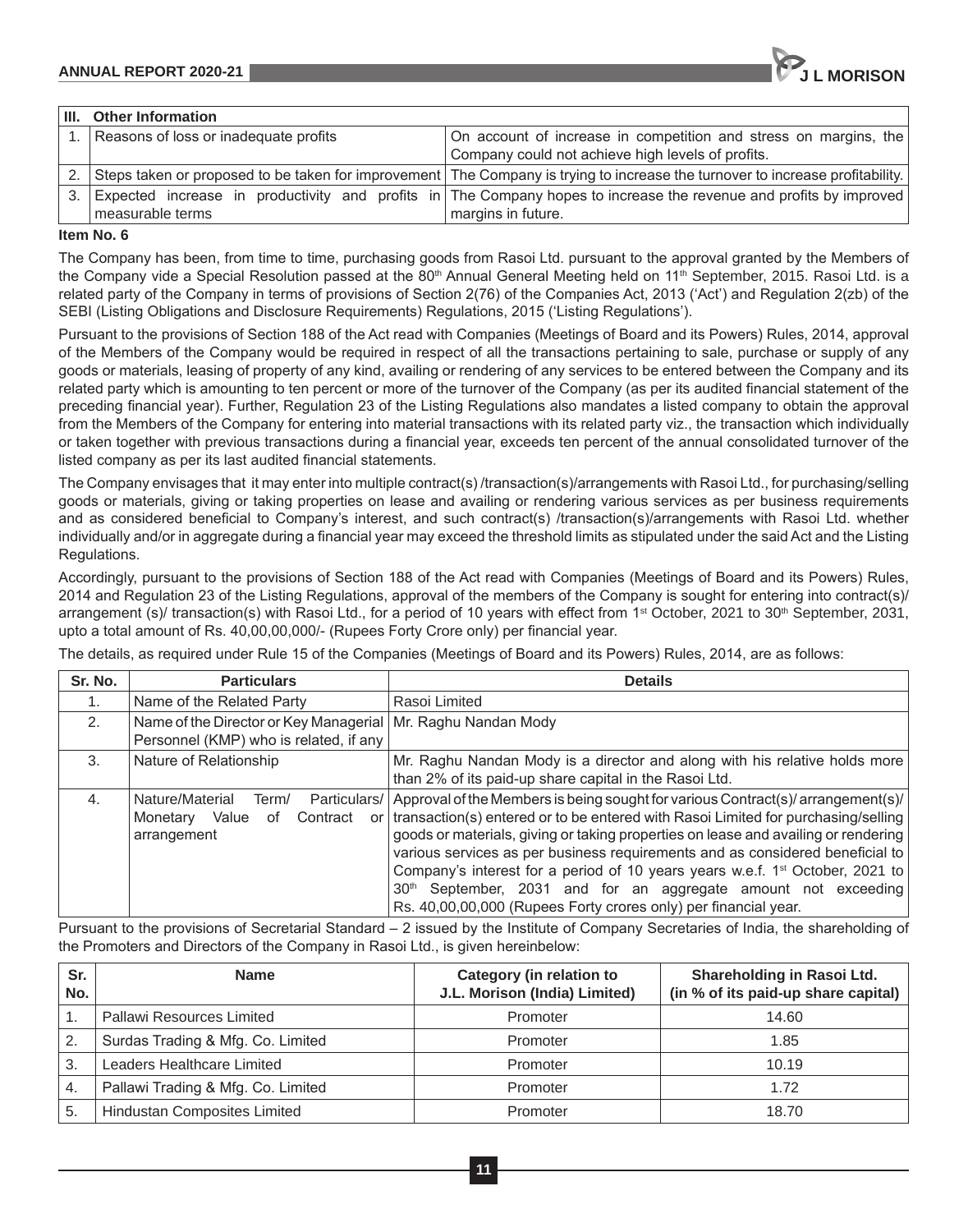| III. | Other Information | |
|---|---|---|
| 1. | Reasons of loss or inadequate profits | On account of increase in competition and stress on margins, the Company could not achieve high levels of profits. |
| 2. | Steps taken or proposed to be taken for improvement | The Company is trying to increase the turnover to increase profitability. |
| 3. | Expected increase in productivity and profits in measurable terms | The Company hopes to increase the revenue and profits by improved margins in future. |

**Item No. 6**

The Company has been, from time to time, purchasing goods from Rasoi Ltd. pursuant to the approval granted by the Members of the Company vide a Special Resolution passed at the 80th Annual General Meeting held on 11th September, 2015. Rasoi Ltd. is a related party of the Company in terms of provisions of Section 2(76) of the Companies Act, 2013 ('Act') and Regulation 2(zb) of the SEBI (Listing Obligations and Disclosure Requirements) Regulations, 2015 ('Listing Regulations').

Pursuant to the provisions of Section 188 of the Act read with Companies (Meetings of Board and its Powers) Rules, 2014, approval of the Members of the Company would be required in respect of all the transactions pertaining to sale, purchase or supply of any goods or materials, leasing of property of any kind, availing or rendering of any services to be entered between the Company and its related party which is amounting to ten percent or more of the turnover of the Company (as per its audited financial statement of the preceding financial year). Further, Regulation 23 of the Listing Regulations also mandates a listed company to obtain the approval from the Members of the Company for entering into material transactions with its related party viz., the transaction which individually or taken together with previous transactions during a financial year, exceeds ten percent of the annual consolidated turnover of the listed company as per its last audited financial statements.

The Company envisages that it may enter into multiple contract(s) /transaction(s)/arrangements with Rasoi Ltd., for purchasing/selling goods or materials, giving or taking properties on lease and availing or rendering various services as per business requirements and as considered beneficial to Company's interest, and such contract(s) /transaction(s)/arrangements with Rasoi Ltd. whether individually and/or in aggregate during a financial year may exceed the threshold limits as stipulated under the said Act and the Listing Regulations.

Accordingly, pursuant to the provisions of Section 188 of the Act read with Companies (Meetings of Board and its Powers) Rules, 2014 and Regulation 23 of the Listing Regulations, approval of the members of the Company is sought for entering into contract(s)/ arrangement (s)/ transaction(s) with Rasoi Ltd., for a period of 10 years with effect from 1st October, 2021 to 30th September, 2031, upto a total amount of Rs. 40,00,00,000/- (Rupees Forty Crore only) per financial year.

The details, as required under Rule 15 of the Companies (Meetings of Board and its Powers) Rules, 2014, are as follows:

| Sr. No. | Particulars | Details |
|---|---|---|
| 1. | Name of the Related Party | Rasoi Limited |
| 2. | Name of the Director or Key Managerial Personnel (KMP) who is related, if any | Mr. Raghu Nandan Mody |
| 3. | Nature of Relationship | Mr. Raghu Nandan Mody is a director and along with his relative holds more than 2% of its paid-up share capital in the Rasoi Ltd. |
| 4. | Nature/Material Term/ Particulars/ Monetary Value of Contract or arrangement | Approval of the Members is being sought for various Contract(s)/ arrangement(s)/ transaction(s) entered or to be entered with Rasoi Limited for purchasing/selling goods or materials, giving or taking properties on lease and availing or rendering various services as per business requirements and as considered beneficial to Company's interest for a period of 10 years years w.e.f. 1st October, 2021 to 30th September, 2031 and for an aggregate amount not exceeding Rs. 40,00,00,000 (Rupees Forty crores only) per financial year. |

Pursuant to the provisions of Secretarial Standard – 2 issued by the Institute of Company Secretaries of India, the shareholding of the Promoters and Directors of the Company in Rasoi Ltd., is given hereinbelow:

| Sr. No. | Name | Category (in relation to J.L. Morison (India) Limited) | Shareholding in Rasoi Ltd. (in % of its paid-up share capital) |
|---|---|---|---|
| 1. | Pallawi Resources Limited | Promoter | 14.60 |
| 2. | Surdas Trading & Mfg. Co. Limited | Promoter | 1.85 |
| 3. | Leaders Healthcare Limited | Promoter | 10.19 |
| 4. | Pallawi Trading & Mfg. Co. Limited | Promoter | 1.72 |
| 5. | Hindustan Composites Limited | Promoter | 18.70 |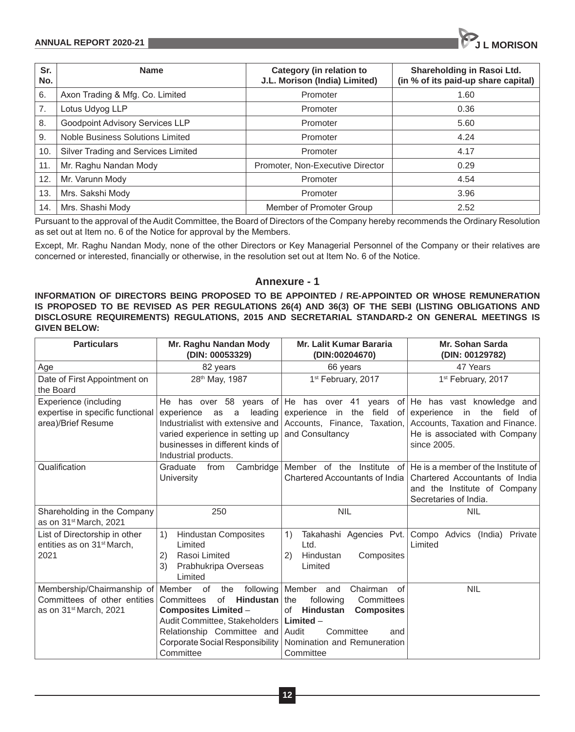| Sr. No. | Name | Category (in relation to J.L. Morison (India) Limited) | Shareholding in Rasoi Ltd. (in % of its paid-up share capital) |
|---|---|---|---|
| 6. | Axon Trading & Mfg. Co. Limited | Promoter | 1.60 |
| 7. | Lotus Udyog LLP | Promoter | 0.36 |
| 8. | Goodpoint Advisory Services LLP | Promoter | 5.60 |
| 9. | Noble Business Solutions Limited | Promoter | 4.24 |
| 10. | Silver Trading and Services Limited | Promoter | 4.17 |
| 11. | Mr. Raghu Nandan Mody | Promoter, Non-Executive Director | 0.29 |
| 12. | Mr. Varunn Mody | Promoter | 4.54 |
| 13. | Mrs. Sakshi Mody | Promoter | 3.96 |
| 14. | Mrs. Shashi Mody | Member of Promoter Group | 2.52 |

Pursuant to the approval of the Audit Committee, the Board of Directors of the Company hereby recommends the Ordinary Resolution as set out at Item no. 6 of the Notice for approval by the Members.

Except, Mr. Raghu Nandan Mody, none of the other Directors or Key Managerial Personnel of the Company or their relatives are concerned or interested, financially or otherwise, in the resolution set out at Item No. 6 of the Notice.

## Annexure - 1

**INFORMATION OF DIRECTORS BEING PROPOSED TO BE APPOINTED / RE-APPOINTED OR WHOSE REMUNERATION IS PROPOSED TO BE REVISED AS PER REGULATIONS 26(4) AND 36(3) OF THE SEBI (LISTING OBLIGATIONS AND DISCLOSURE REQUIREMENTS) REGULATIONS, 2015 AND SECRETARIAL STANDARD-2 ON GENERAL MEETINGS IS GIVEN BELOW:**

| Particulars | Mr. Raghu Nandan Mody (DIN: 00053329) | Mr. Lalit Kumar Bararia (DIN:00204670) | Mr. Sohan Sarda (DIN: 00129782) |
|---|---|---|---|
| Age | 82 years | 66 years | 47 Years |
| Date of First Appointment on the Board | 28th May, 1987 | 1st February, 2017 | 1st February, 2017 |
| Experience (including expertise in specific functional area)/Brief Resume | He has over 58 years of experience as a leading Industrialist with extensive and varied experience in setting up businesses in different kinds of Industrial products. | He has over 41 years of experience in the field of Accounts, Finance, Taxation, and Consultancy | He has vast knowledge and experience in the field of Accounts, Taxation and Finance. He is associated with Company since 2005. |
| Qualification | Graduate from Cambridge University | Member of the Institute of Chartered Accountants of India | He is a member of the Institute of Chartered Accountants of India and the Institute of Company Secretaries of India. |
| Shareholding in the Company as on 31st March, 2021 | 250 | NIL | NIL |
| List of Directorship in other entities as on 31st March, 2021 | 1) Hindustan Composites Limited<br>2) Rasoi Limited<br>3) Prabhukripa Overseas Limited | 1) Takahashi Agencies Pvt. Ltd.<br>2) Hindustan Composites Limited | Compo Advics (India) Private Limited |
| Membership/Chairmanship of Committees of other entities as on 31st March, 2021 | Member of the following Committees of **Hindustan Composites Limited** – Audit Committee, Stakeholders Relationship Committee and Corporate Social Responsibility Committee | Member and Chairman of the following Committees of **Hindustan Composites Limited** – Audit Committee and Nomination and Remuneration Committee | NIL |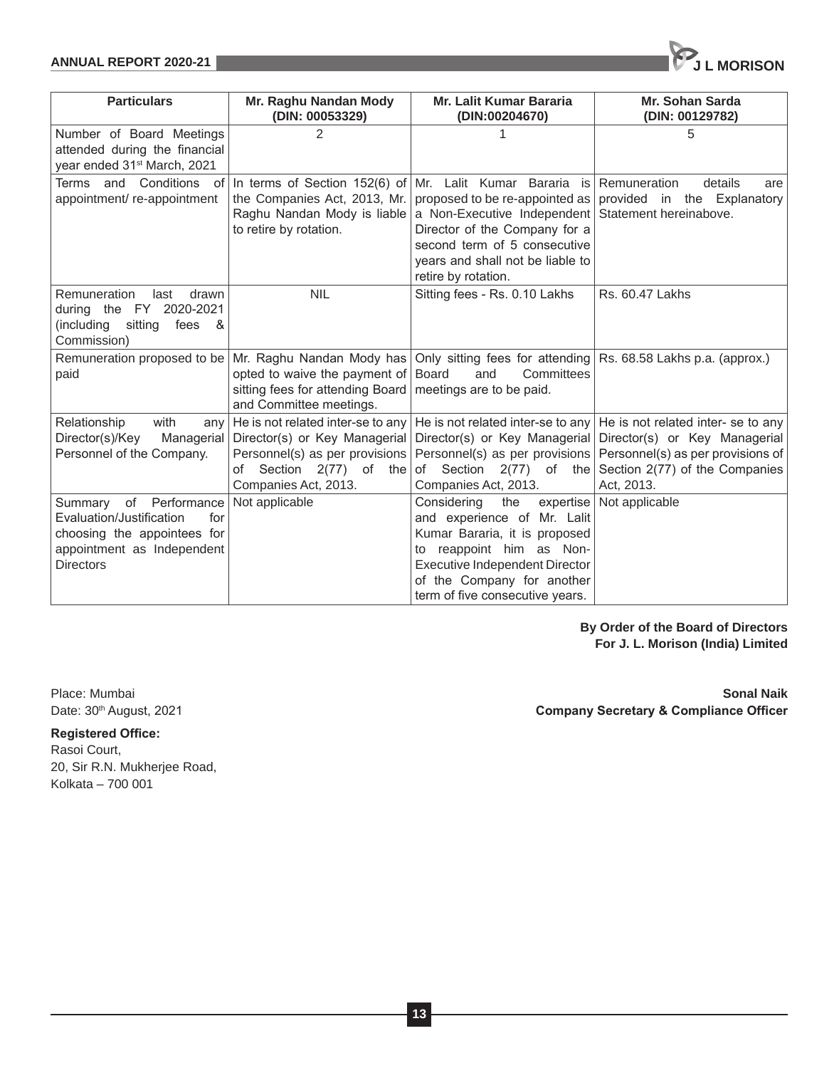| Particulars | Mr. Raghu Nandan Mody (DIN: 00053329) | Mr. Lalit Kumar Bararia (DIN:00204670) | Mr. Sohan Sarda (DIN: 00129782) |
|---|---|---|---|
| Number of Board Meetings attended during the financial year ended 31st March, 2021 | 2 | 1 | 5 |
| Terms and Conditions of appointment/ re-appointment | In terms of Section 152(6) of the Companies Act, 2013, Mr. Raghu Nandan Mody is liable to retire by rotation. | Mr. Lalit Kumar Bararia is proposed to be re-appointed as a Non-Executive Independent Director of the Company for a second term of 5 consecutive years and shall not be liable to retire by rotation. | Remuneration details are provided in the Explanatory Statement hereinabove. |
| Remuneration last drawn during the FY 2020-2021 (including sitting fees & Commission) | NIL | Sitting fees - Rs. 0.10 Lakhs | Rs. 60.47 Lakhs |
| Remuneration proposed to be paid | Mr. Raghu Nandan Mody has opted to waive the payment of sitting fees for attending Board and Committee meetings. | Only sitting fees for attending Board and Committees meetings are to be paid. | Rs. 68.58 Lakhs p.a. (approx.) |
| Relationship with any Director(s)/Key Managerial Personnel of the Company. | He is not related inter-se to any Director(s) or Key Managerial Personnel(s) as per provisions of Section 2(77) of the Companies Act, 2013. | He is not related inter-se to any Director(s) or Key Managerial Personnel(s) as per provisions of Section 2(77) of the Companies Act, 2013. | He is not related inter- se to any Director(s) or Key Managerial Personnel(s) as per provisions of Section 2(77) of the Companies Act, 2013. |
| Summary of Performance Evaluation/Justification for choosing the appointees for appointment as Independent Directors | Not applicable | Considering the expertise and experience of Mr. Lalit Kumar Bararia, it is proposed to reappoint him as Non-Executive Independent Director of the Company for another term of five consecutive years. | Not applicable |

**By Order of the Board of Directors**
**For J. L. Morison (India) Limited**

Place: Mumbai
Date: 30th August, 2021

**Sonal Naik**
**Company Secretary & Compliance Officer**

**Registered Office:**
Rasoi Court,
20, Sir R.N. Mukherjee Road,
Kolkata – 700 001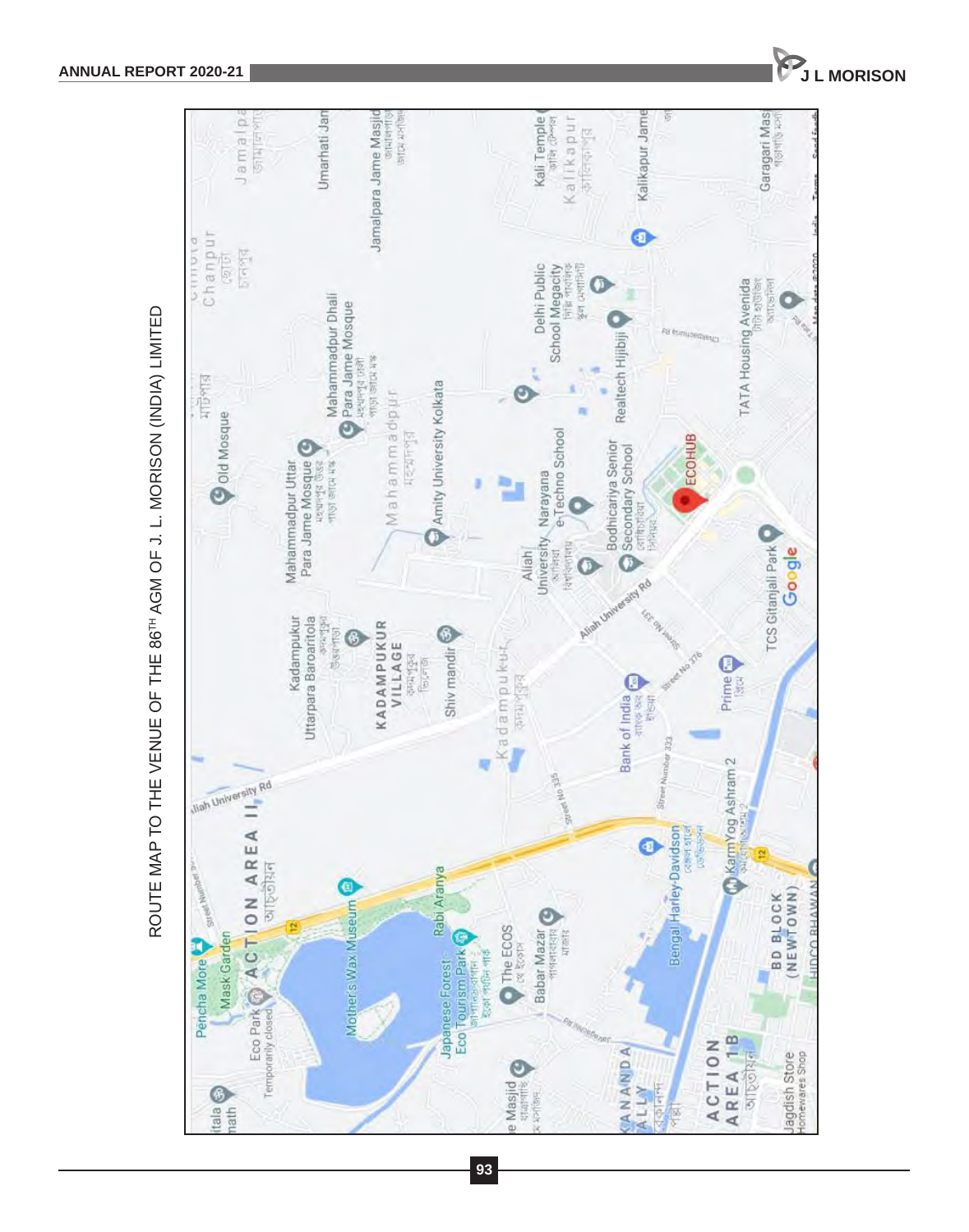# ROUTE MAP TO THE VENUE OF THE 86$^{TH}$ AGM OF J. L. MORISON (INDIA) LIMITED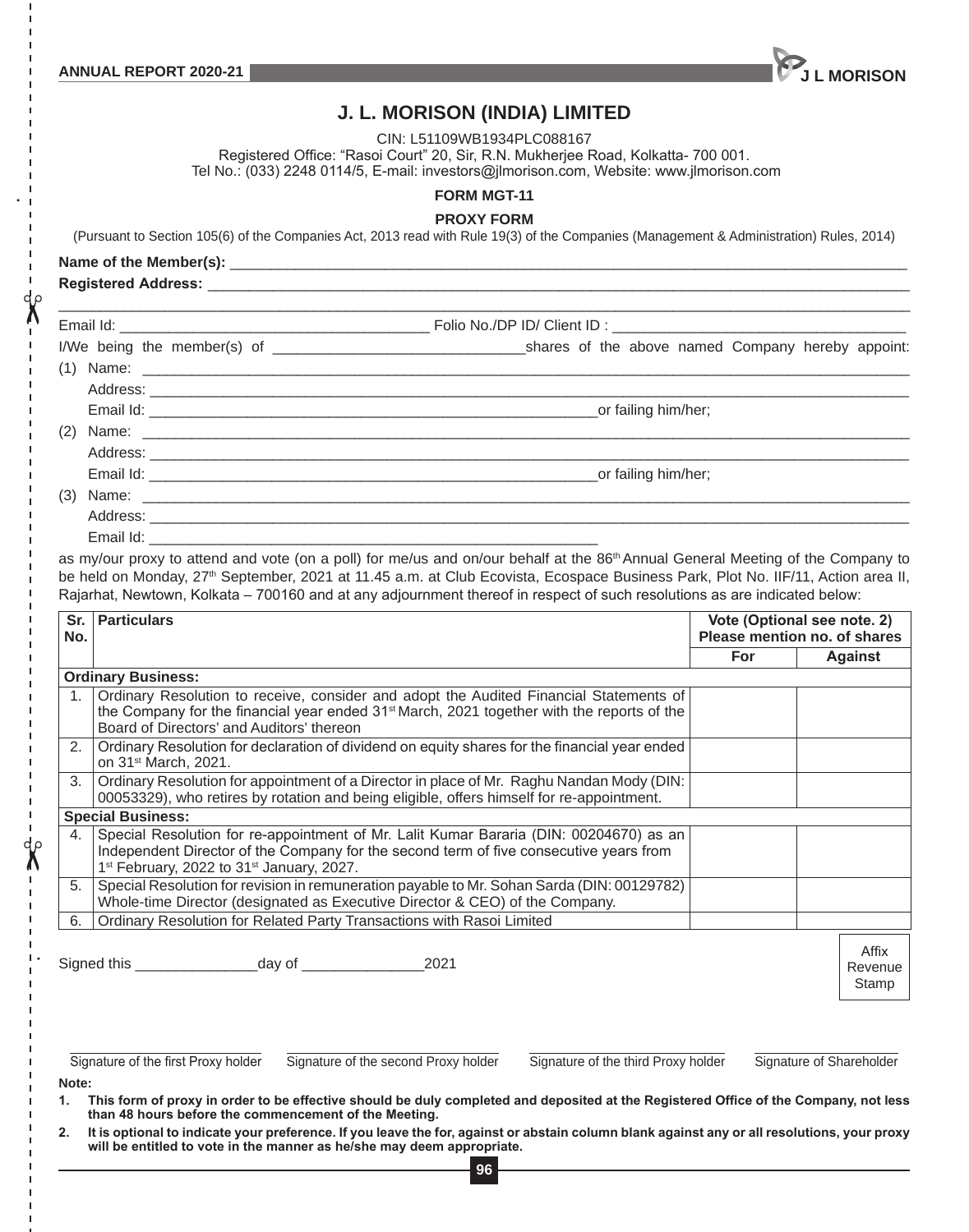# J. L. MORISON (INDIA) LIMITED

CIN: L51109WB1934PLC088167
Registered Office: "Rasoi Court" 20, Sir, R.N. Mukherjee Road, Kolkatta- 700 001.
Tel No.: (033) 2248 0114/5, E-mail: investors@jlmorison.com, Website: www.jlmorison.com

**FORM MGT-11**

**PROXY FORM**

(Pursuant to Section 105(6) of the Companies Act, 2013 read with Rule 19(3) of the Companies (Management & Administration) Rules, 2014)

**Name of the Member(s):** ____________________________________________

**Registered Address:** ____________________________________________

____________________________________________

Email Id: ______________________ Folio No./DP ID/ Client ID : ______________________

I/We being the member(s) of ______________________ shares of the above named Company hereby appoint:

(1) Name: ____________________________________________
Address: ____________________________________________
Email Id: ______________________ or failing him/her;

(2) Name: ____________________________________________
Address: ____________________________________________
Email Id: ______________________ or failing him/her;

(3) Name: ____________________________________________
Address: ____________________________________________
Email Id: ______________________

as my/our proxy to attend and vote (on a poll) for me/us and on/our behalf at the 86th Annual General Meeting of the Company to be held on Monday, 27th September, 2021 at 11.45 a.m. at Club Ecovista, Ecospace Business Park, Plot No. IIF/11, Action area II, Rajarhat, Newtown, Kolkata – 700160 and at any adjournment thereof in respect of such resolutions as are indicated below:

| Sr. No. | Particulars | Vote (Optional see note. 2) Please mention no. of shares | |
|---|---|---|---|
| | | For | Against |
| **Ordinary Business:** | | | |
| 1. | Ordinary Resolution to receive, consider and adopt the Audited Financial Statements of the Company for the financial year ended 31st March, 2021 together with the reports of the Board of Directors' and Auditors' thereon | | |
| 2. | Ordinary Resolution for declaration of dividend on equity shares for the financial year ended on 31st March, 2021. | | |
| 3. | Ordinary Resolution for appointment of a Director in place of Mr. Raghu Nandan Mody (DIN: 00053329), who retires by rotation and being eligible, offers himself for re-appointment. | | |
| **Special Business:** | | | |
| 4. | Special Resolution for re-appointment of Mr. Lalit Kumar Bararia (DIN: 00204670) as an Independent Director of the Company for the second term of five consecutive years from 1st February, 2022 to 31st January, 2027. | | |
| 5. | Special Resolution for revision in remuneration payable to Mr. Sohan Sarda (DIN: 00129782) Whole-time Director (designated as Executive Director & CEO) of the Company. | | |
| 6. | Ordinary Resolution for Related Party Transactions with Rasoi Limited | | |

Signed this ______________ day of ______________ 2021

Affix Revenue Stamp

Signature of the first Proxy holder | Signature of the second Proxy holder | Signature of the third Proxy holder | Signature of Shareholder

**Note:**

1. **This form of proxy in order to be effective should be duly completed and deposited at the Registered Office of the Company, not less than 48 hours before the commencement of the Meeting.**
2. **It is optional to indicate your preference. If you leave the for, against or abstain column blank against any or all resolutions, your proxy will be entitled to vote in the manner as he/she may deem appropriate.**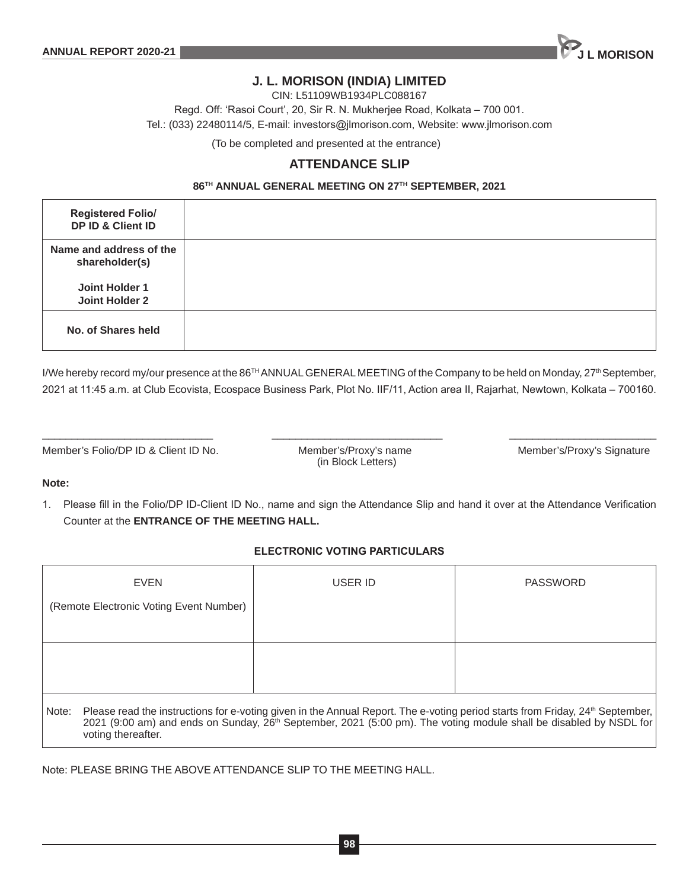# J. L. MORISON (INDIA) LIMITED

CIN: L51109WB1934PLC088167

Regd. Off: 'Rasoi Court', 20, Sir R. N. Mukherjee Road, Kolkata – 700 001.

Tel.: (033) 22480114/5, E-mail: investors@jlmorison.com, Website: www.jlmorison.com

(To be completed and presented at the entrance)

## ATTENDANCE SLIP

### 86TH ANNUAL GENERAL MEETING ON 27TH SEPTEMBER, 2021

| | |
|---|---|
| **Registered Folio/ DP ID & Client ID** | |
| **Name and address of the shareholder(s)**<br><br>**Joint Holder 1**<br>**Joint Holder 2** | |
| **No. of Shares held** | |

I/We hereby record my/our presence at the 86TH ANNUAL GENERAL MEETING of the Company to be held on Monday, 27th September, 2021 at 11:45 a.m. at Club Ecovista, Ecospace Business Park, Plot No. IIF/11, Action area II, Rajarhat, Newtown, Kolkata – 700160.

\_\_\_\_\_\_\_\_\_\_\_\_\_\_\_\_\_\_\_\_\_\_\_\_\_\_\_\_ \_\_\_\_\_\_\_\_\_\_\_\_\_\_\_\_\_\_\_\_\_\_\_\_\_\_\_\_ \_\_\_\_\_\_\_\_\_\_\_\_\_\_\_\_\_\_\_\_\_\_\_\_\_\_\_\_

Member's Folio/DP ID & Client ID No. Member's/Proxy's name (in Block Letters) Member's/Proxy's Signature

**Note:**

1. Please fill in the Folio/DP ID-Client ID No., name and sign the Attendance Slip and hand it over at the Attendance Verification Counter at the **ENTRANCE OF THE MEETING HALL.**

### ELECTRONIC VOTING PARTICULARS

| EVEN (Remote Electronic Voting Event Number) | USER ID | PASSWORD |
|---|---|---|
| | | |

Note: Please read the instructions for e-voting given in the Annual Report. The e-voting period starts from Friday, 24th September, 2021 (9:00 am) and ends on Sunday, 26th September, 2021 (5:00 pm). The voting module shall be disabled by NSDL for voting thereafter.

Note: PLEASE BRING THE ABOVE ATTENDANCE SLIP TO THE MEETING HALL.